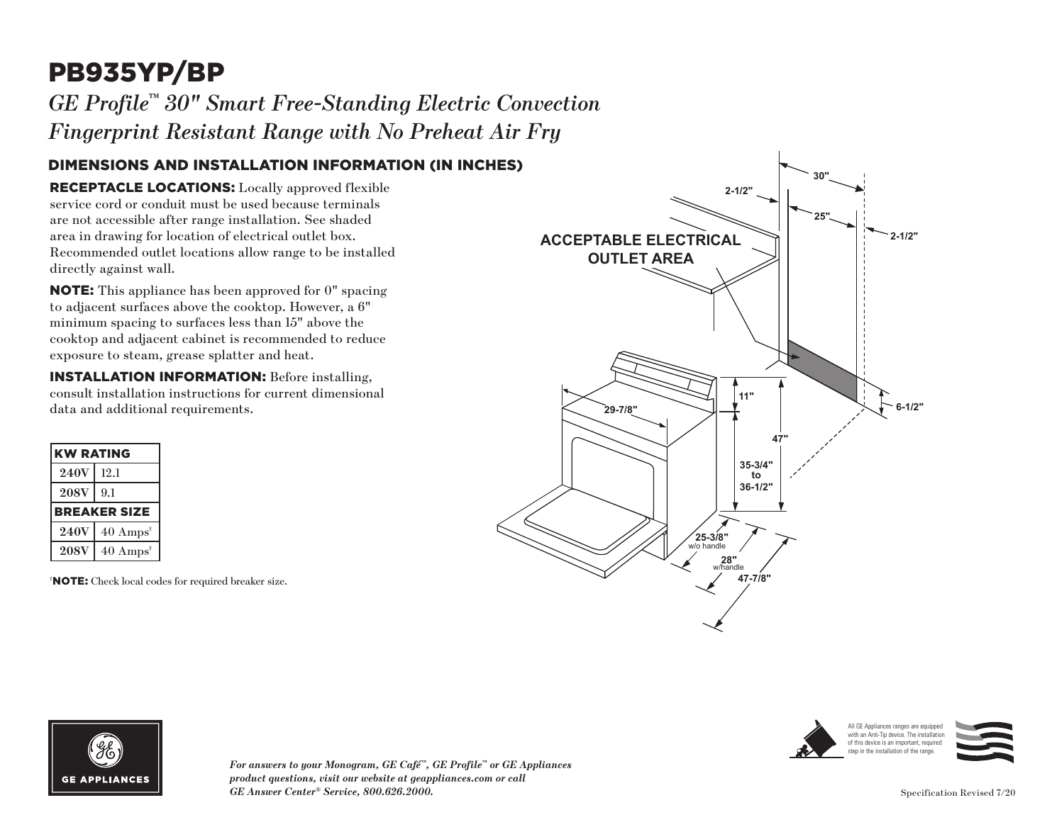# PB935YP/BP

*GE Profile™ 30" Smart Free-Standing Electric Convection Fingerprint Resistant Range with No Preheat Air Fry*

## DIMENSIONS AND INSTALLATION INFORMATION (IN INCHES)

**RECEPTACLE LOCATIONS:** Locally approved flexible service cord or conduit must be used because terminals are not accessible after range installation. See shaded area in drawing for location of electrical outlet box. Recommended outlet locations allow range to be installed directly against wall.

**NOTE:** This appliance has been approved for 0" spacing to adjacent surfaces above the cooktop. However, a 6" minimum spacing to surfaces less than 15" above the cooktop and adjacent cabinet is recommended to reduce exposure to steam, grease splatter and heat.

**INSTALLATION INFORMATION:** Before installing, consult installation instructions for current dimensional data and additional requirements.

| KW RATING | |
|---|---|
| 240V | 12.1 |
| 208V | 9.1 |
| **BREAKER SIZE** | |
| 240V | 40 Amps[†] |
| 208V | 40 Amps[†] |

[†]**NOTE:** Check local codes for required breaker size.

ACCEPTABLE ELECTRICAL OUTLET AREA

30"
2-1/2"
25"
2-1/2"
11"
6-1/2"
29-7/8"
47"
35-3/4" to 36-1/2"
25-3/8" w/o handle
28" w/handle
47-7/8"

*For answers to your Monogram, GE Café™, GE Profile™ or GE Appliances product questions, visit our website at geappliances.com or call GE Answer Center® Service, 800.626.2000.*

All GE Appliances ranges are equipped with an Anti-Tip device. The installation of this device is an important, required step in the installation of the range.

Specification Revised 7/20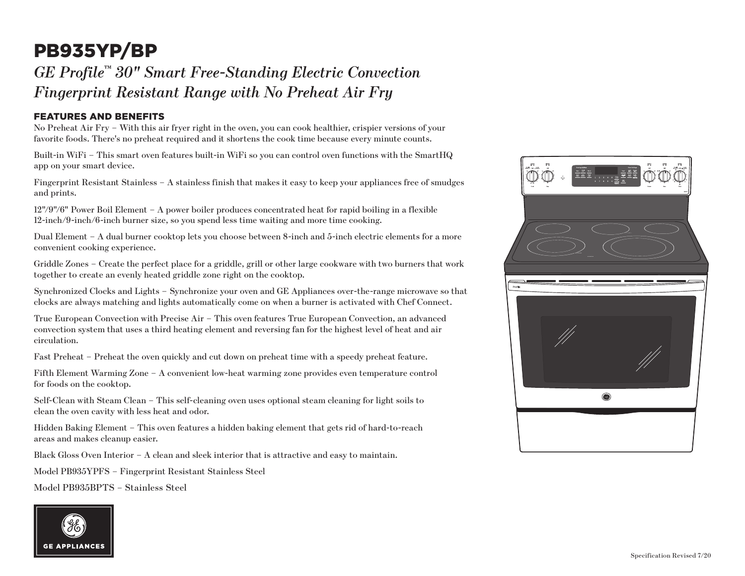# PB935YP/BP

## *GE Profile™ 30" Smart Free-Standing Electric Convection Fingerprint Resistant Range with No Preheat Air Fry*

### FEATURES AND BENEFITS

No Preheat Air Fry – With this air fryer right in the oven, you can cook healthier, crispier versions of your favorite foods. There's no preheat required and it shortens the cook time because every minute counts.

Built-in WiFi – This smart oven features built-in WiFi so you can control oven functions with the SmartHQ app on your smart device.

Fingerprint Resistant Stainless – A stainless finish that makes it easy to keep your appliances free of smudges and prints.

12"/9"/6" Power Boil Element – A power boiler produces concentrated heat for rapid boiling in a flexible 12-inch/9-inch/6-inch burner size, so you spend less time waiting and more time cooking.

Dual Element – A dual burner cooktop lets you choose between 8-inch and 5-inch electric elements for a more convenient cooking experience.

Griddle Zones – Create the perfect place for a griddle, grill or other large cookware with two burners that work together to create an evenly heated griddle zone right on the cooktop.

Synchronized Clocks and Lights – Synchronize your oven and GE Appliances over-the-range microwave so that clocks are always matching and lights automatically come on when a burner is activated with Chef Connect.

True European Convection with Precise Air – This oven features True European Convection, an advanced convection system that uses a third heating element and reversing fan for the highest level of heat and air circulation.

Fast Preheat – Preheat the oven quickly and cut down on preheat time with a speedy preheat feature.

Fifth Element Warming Zone – A convenient low-heat warming zone provides even temperature control for foods on the cooktop.

Self-Clean with Steam Clean – This self-cleaning oven uses optional steam cleaning for light soils to clean the oven cavity with less heat and odor.

Hidden Baking Element – This oven features a hidden baking element that gets rid of hard-to-reach areas and makes cleanup easier.

Black Gloss Oven Interior – A clean and sleek interior that is attractive and easy to maintain.

Model PB935YPFS – Fingerprint Resistant Stainless Steel

Model PB935BPTS – Stainless Steel

GE APPLIANCES

Specification Revised 7/20